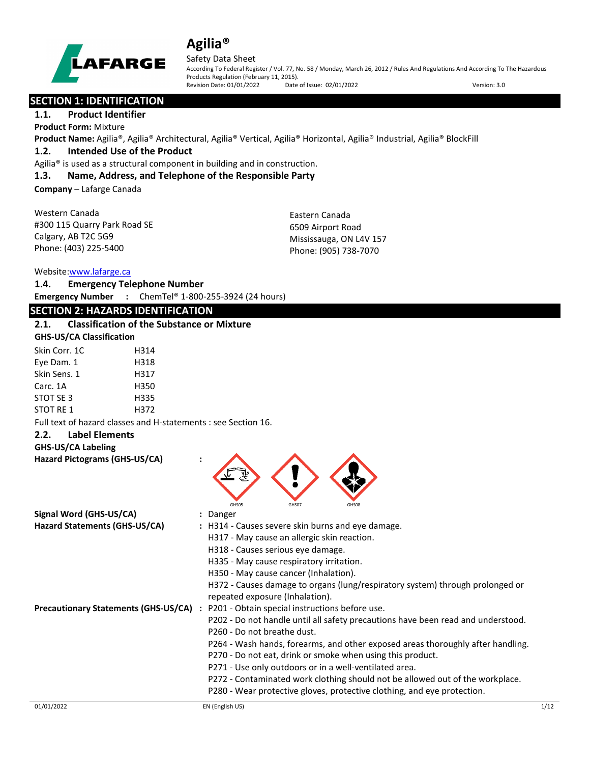# Agilia®

Safety Data Sheet

According To Federal Register / Vol. 77, No. 58 / Monday, March 26, 2012 / Rules And Regulations And According To The Hazardous Products Regulation (February 11, 2015).

Revision Date: 01/01/2022 Date of Issue: 02/01/2022 Version: 3.0

## SECTION 1: IDENTIFICATION

### 1.1. Product Identifier

**Product Form:** Mixture

**Product Name:** Agilia®, Agilia® Architectural, Agilia® Vertical, Agilia® Horizontal, Agilia® Industrial, Agilia® BlockFill

### 1.2. Intended Use of the Product

Agilia® is used as a structural component in building and in construction.

### 1.3. Name, Address, and Telephone of the Responsible Party

**Company** – Lafarge Canada

Western Canada
#300 115 Quarry Park Road SE
Calgary, AB T2C 5G9
Phone: (403) 225-5400

Eastern Canada
6509 Airport Road
Mississauga, ON L4V 157
Phone: (905) 738-7070

Website: www.lafarge.ca

### 1.4. Emergency Telephone Number

**Emergency Number :** ChemTel® 1-800-255-3924 (24 hours)

## SECTION 2: HAZARDS IDENTIFICATION

### 2.1. Classification of the Substance or Mixture

**GHS-US/CA Classification**

| | |
|---|---|
| Skin Corr. 1C | H314 |
| Eye Dam. 1 | H318 |
| Skin Sens. 1 | H317 |
| Carc. 1A | H350 |
| STOT SE 3 | H335 |
| STOT RE 1 | H372 |

Full text of hazard classes and H-statements : see Section 16.

### 2.2. Label Elements

**GHS-US/CA Labeling**

**Hazard Pictograms (GHS-US/CA) :** GHS05 GHS07 GHS08

**Signal Word (GHS-US/CA) :** Danger

**Hazard Statements (GHS-US/CA) :**
H314 - Causes severe skin burns and eye damage.
H317 - May cause an allergic skin reaction.
H318 - Causes serious eye damage.
H335 - May cause respiratory irritation.
H350 - May cause cancer (Inhalation).
H372 - Causes damage to organs (lung/respiratory system) through prolonged or repeated exposure (Inhalation).

**Precautionary Statements (GHS-US/CA) :**
P201 - Obtain special instructions before use.
P202 - Do not handle until all safety precautions have been read and understood.
P260 - Do not breathe dust.
P264 - Wash hands, forearms, and other exposed areas thoroughly after handling.
P270 - Do not eat, drink or smoke when using this product.
P271 - Use only outdoors or in a well-ventilated area.
P272 - Contaminated work clothing should not be allowed out of the workplace.
P280 - Wear protective gloves, protective clothing, and eye protection.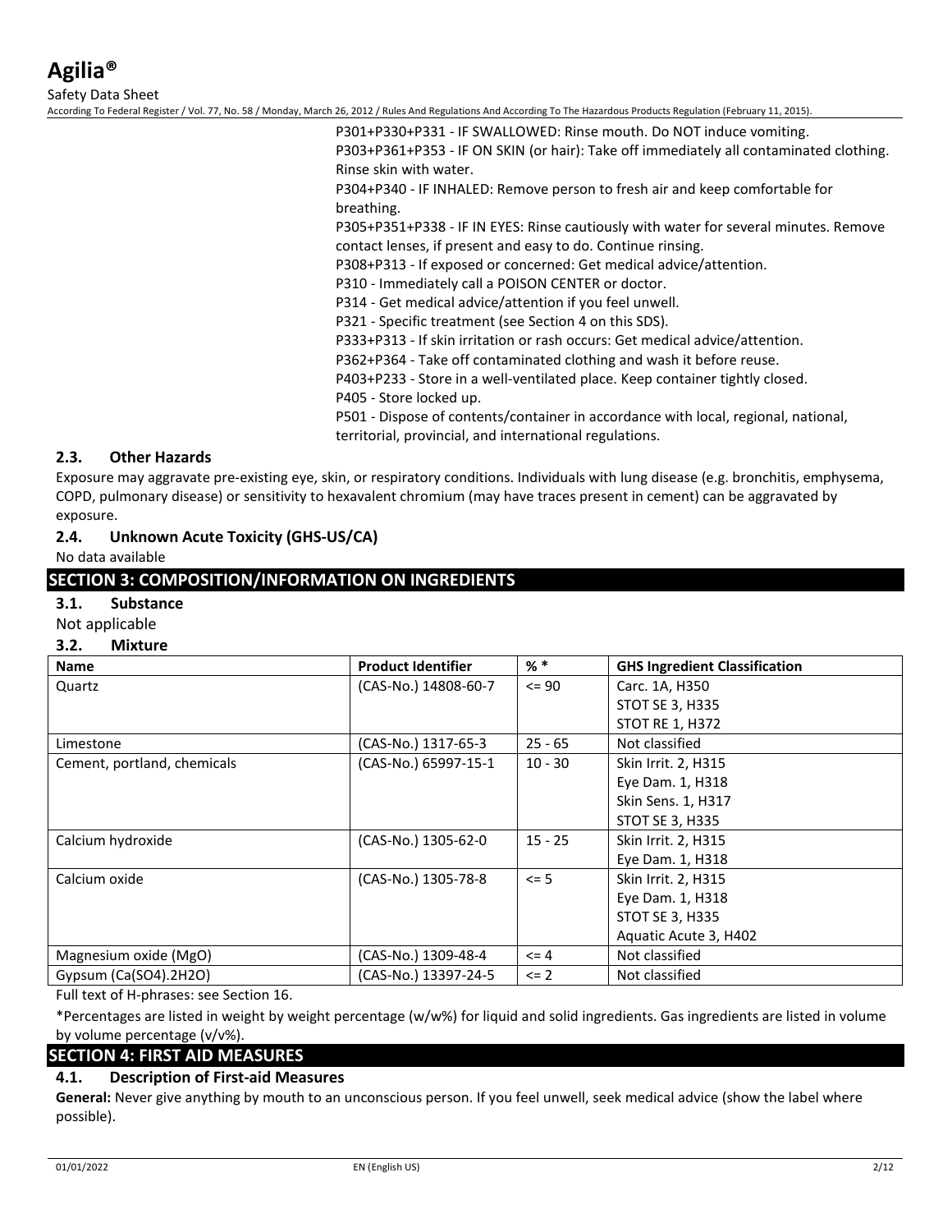P301+P330+P331 - IF SWALLOWED: Rinse mouth. Do NOT induce vomiting.
P303+P361+P353 - IF ON SKIN (or hair): Take off immediately all contaminated clothing. Rinse skin with water.
P304+P340 - IF INHALED: Remove person to fresh air and keep comfortable for breathing.
P305+P351+P338 - IF IN EYES: Rinse cautiously with water for several minutes. Remove contact lenses, if present and easy to do. Continue rinsing.
P308+P313 - If exposed or concerned: Get medical advice/attention.
P310 - Immediately call a POISON CENTER or doctor.
P314 - Get medical advice/attention if you feel unwell.
P321 - Specific treatment (see Section 4 on this SDS).
P333+P313 - If skin irritation or rash occurs: Get medical advice/attention.
P362+P364 - Take off contaminated clothing and wash it before reuse.
P403+P233 - Store in a well-ventilated place. Keep container tightly closed.
P405 - Store locked up.
P501 - Dispose of contents/container in accordance with local, regional, national, territorial, provincial, and international regulations.

### 2.3. Other Hazards

Exposure may aggravate pre-existing eye, skin, or respiratory conditions. Individuals with lung disease (e.g. bronchitis, emphysema, COPD, pulmonary disease) or sensitivity to hexavalent chromium (may have traces present in cement) can be aggravated by exposure.

### 2.4. Unknown Acute Toxicity (GHS-US/CA)

No data available

## SECTION 3: COMPOSITION/INFORMATION ON INGREDIENTS

### 3.1. Substance

Not applicable

### 3.2. Mixture

| Name | Product Identifier | % * | GHS Ingredient Classification |
|---|---|---|---|
| Quartz | (CAS-No.) 14808-60-7 | <= 90 | Carc. 1A, H350<br>STOT SE 3, H335<br>STOT RE 1, H372 |
| Limestone | (CAS-No.) 1317-65-3 | 25 - 65 | Not classified |
| Cement, portland, chemicals | (CAS-No.) 65997-15-1 | 10 - 30 | Skin Irrit. 2, H315<br>Eye Dam. 1, H318<br>Skin Sens. 1, H317<br>STOT SE 3, H335 |
| Calcium hydroxide | (CAS-No.) 1305-62-0 | 15 - 25 | Skin Irrit. 2, H315<br>Eye Dam. 1, H318 |
| Calcium oxide | (CAS-No.) 1305-78-8 | <= 5 | Skin Irrit. 2, H315<br>Eye Dam. 1, H318<br>STOT SE 3, H335<br>Aquatic Acute 3, H402 |
| Magnesium oxide (MgO) | (CAS-No.) 1309-48-4 | <= 4 | Not classified |
| Gypsum (Ca(SO4).2H2O) | (CAS-No.) 13397-24-5 | <= 2 | Not classified |

Full text of H-phrases: see Section 16.

*Percentages are listed in weight by weight percentage (w/w%) for liquid and solid ingredients. Gas ingredients are listed in volume by volume percentage (v/v%).

## SECTION 4: FIRST AID MEASURES

### 4.1. Description of First-aid Measures

**General:** Never give anything by mouth to an unconscious person. If you feel unwell, seek medical advice (show the label where possible).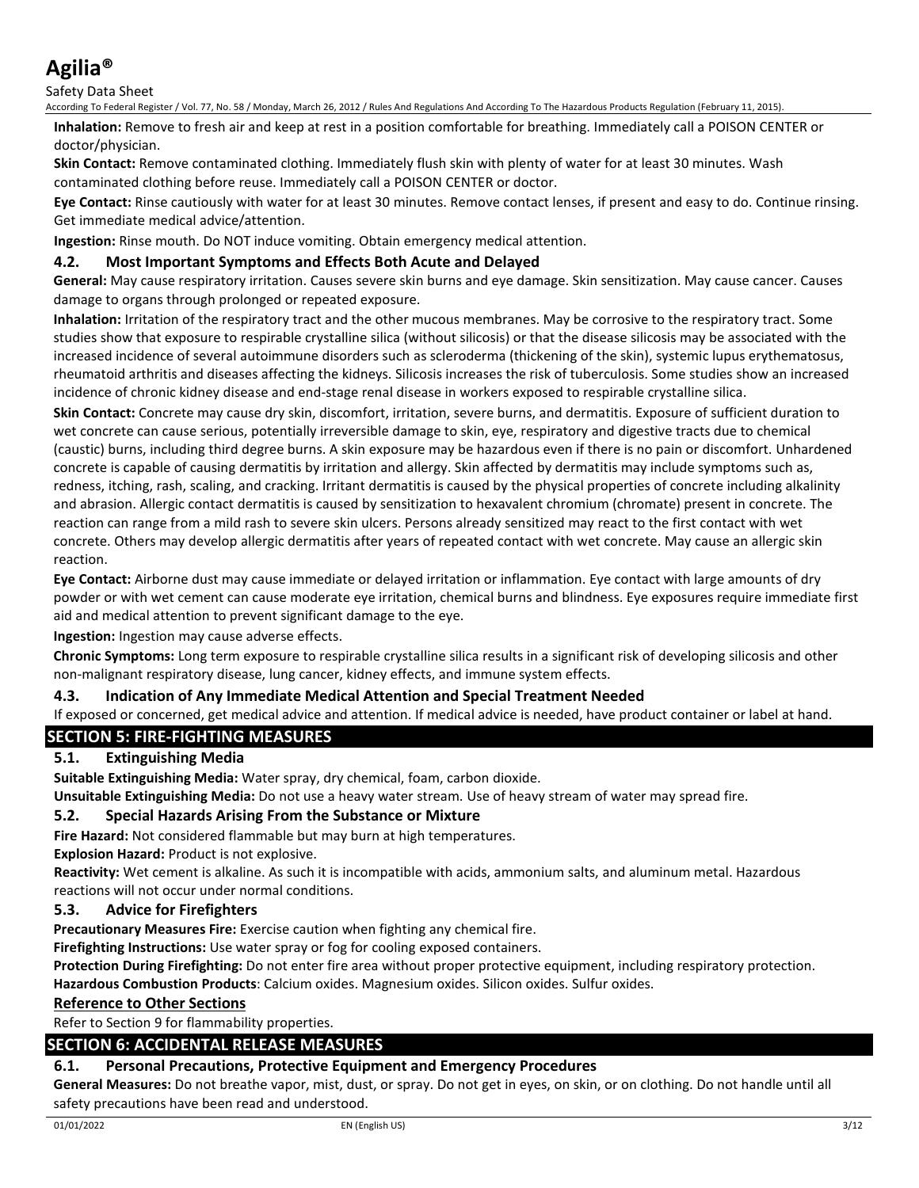**Inhalation:** Remove to fresh air and keep at rest in a position comfortable for breathing. Immediately call a POISON CENTER or doctor/physician.

**Skin Contact:** Remove contaminated clothing. Immediately flush skin with plenty of water for at least 30 minutes. Wash contaminated clothing before reuse. Immediately call a POISON CENTER or doctor.

**Eye Contact:** Rinse cautiously with water for at least 30 minutes. Remove contact lenses, if present and easy to do. Continue rinsing. Get immediate medical advice/attention.

**Ingestion:** Rinse mouth. Do NOT induce vomiting. Obtain emergency medical attention.

### 4.2. Most Important Symptoms and Effects Both Acute and Delayed

**General:** May cause respiratory irritation. Causes severe skin burns and eye damage. Skin sensitization. May cause cancer. Causes damage to organs through prolonged or repeated exposure.

**Inhalation:** Irritation of the respiratory tract and the other mucous membranes. May be corrosive to the respiratory tract. Some studies show that exposure to respirable crystalline silica (without silicosis) or that the disease silicosis may be associated with the increased incidence of several autoimmune disorders such as scleroderma (thickening of the skin), systemic lupus erythematosus, rheumatoid arthritis and diseases affecting the kidneys. Silicosis increases the risk of tuberculosis. Some studies show an increased incidence of chronic kidney disease and end-stage renal disease in workers exposed to respirable crystalline silica.

**Skin Contact:** Concrete may cause dry skin, discomfort, irritation, severe burns, and dermatitis. Exposure of sufficient duration to wet concrete can cause serious, potentially irreversible damage to skin, eye, respiratory and digestive tracts due to chemical (caustic) burns, including third degree burns. A skin exposure may be hazardous even if there is no pain or discomfort. Unhardened concrete is capable of causing dermatitis by irritation and allergy. Skin affected by dermatitis may include symptoms such as, redness, itching, rash, scaling, and cracking. Irritant dermatitis is caused by the physical properties of concrete including alkalinity and abrasion. Allergic contact dermatitis is caused by sensitization to hexavalent chromium (chromate) present in concrete. The reaction can range from a mild rash to severe skin ulcers. Persons already sensitized may react to the first contact with wet concrete. Others may develop allergic dermatitis after years of repeated contact with wet concrete. May cause an allergic skin reaction.

**Eye Contact:** Airborne dust may cause immediate or delayed irritation or inflammation. Eye contact with large amounts of dry powder or with wet cement can cause moderate eye irritation, chemical burns and blindness. Eye exposures require immediate first aid and medical attention to prevent significant damage to the eye.

**Ingestion:** Ingestion may cause adverse effects.

**Chronic Symptoms:** Long term exposure to respirable crystalline silica results in a significant risk of developing silicosis and other non-malignant respiratory disease, lung cancer, kidney effects, and immune system effects.

### 4.3. Indication of Any Immediate Medical Attention and Special Treatment Needed

If exposed or concerned, get medical advice and attention. If medical advice is needed, have product container or label at hand.

## SECTION 5: FIRE-FIGHTING MEASURES

### 5.1. Extinguishing Media

**Suitable Extinguishing Media:** Water spray, dry chemical, foam, carbon dioxide.

**Unsuitable Extinguishing Media:** Do not use a heavy water stream. Use of heavy stream of water may spread fire.

### 5.2. Special Hazards Arising From the Substance or Mixture

**Fire Hazard:** Not considered flammable but may burn at high temperatures.

**Explosion Hazard:** Product is not explosive.

**Reactivity:** Wet cement is alkaline. As such it is incompatible with acids, ammonium salts, and aluminum metal. Hazardous reactions will not occur under normal conditions.

### 5.3. Advice for Firefighters

**Precautionary Measures Fire:** Exercise caution when fighting any chemical fire.

**Firefighting Instructions:** Use water spray or fog for cooling exposed containers.

**Protection During Firefighting:** Do not enter fire area without proper protective equipment, including respiratory protection.

**Hazardous Combustion Products**: Calcium oxides. Magnesium oxides. Silicon oxides. Sulfur oxides.

### Reference to Other Sections

Refer to Section 9 for flammability properties.

## SECTION 6: ACCIDENTAL RELEASE MEASURES

### 6.1. Personal Precautions, Protective Equipment and Emergency Procedures

**General Measures:** Do not breathe vapor, mist, dust, or spray. Do not get in eyes, on skin, or on clothing. Do not handle until all safety precautions have been read and understood.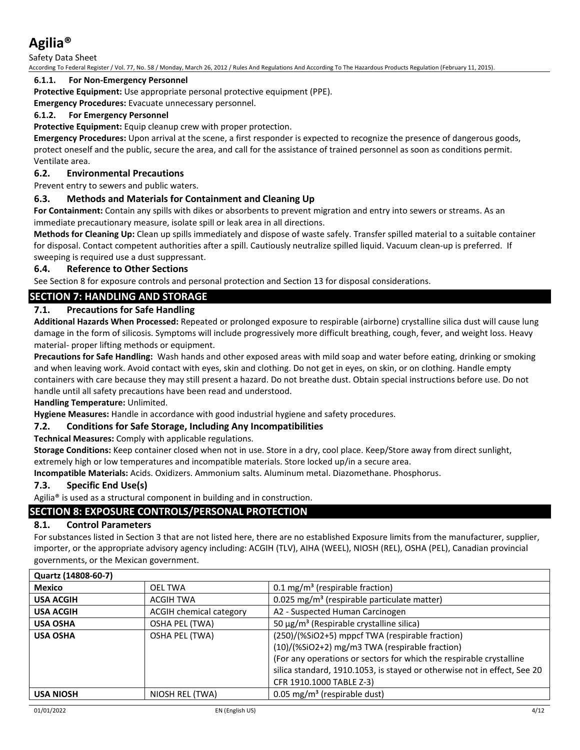#### 6.1.1. For Non-Emergency Personnel

**Protective Equipment:** Use appropriate personal protective equipment (PPE).

**Emergency Procedures:** Evacuate unnecessary personnel.

#### 6.1.2. For Emergency Personnel

**Protective Equipment:** Equip cleanup crew with proper protection.

**Emergency Procedures:** Upon arrival at the scene, a first responder is expected to recognize the presence of dangerous goods, protect oneself and the public, secure the area, and call for the assistance of trained personnel as soon as conditions permit. Ventilate area.

### 6.2. Environmental Precautions

Prevent entry to sewers and public waters.

### 6.3. Methods and Materials for Containment and Cleaning Up

**For Containment:** Contain any spills with dikes or absorbents to prevent migration and entry into sewers or streams. As an immediate precautionary measure, isolate spill or leak area in all directions.

**Methods for Cleaning Up:** Clean up spills immediately and dispose of waste safely. Transfer spilled material to a suitable container for disposal. Contact competent authorities after a spill. Cautiously neutralize spilled liquid. Vacuum clean-up is preferred. If sweeping is required use a dust suppressant.

### 6.4. Reference to Other Sections

See Section 8 for exposure controls and personal protection and Section 13 for disposal considerations.

## SECTION 7: HANDLING AND STORAGE

### 7.1. Precautions for Safe Handling

**Additional Hazards When Processed:** Repeated or prolonged exposure to respirable (airborne) crystalline silica dust will cause lung damage in the form of silicosis. Symptoms will include progressively more difficult breathing, cough, fever, and weight loss. Heavy material- proper lifting methods or equipment.

**Precautions for Safe Handling:** Wash hands and other exposed areas with mild soap and water before eating, drinking or smoking and when leaving work. Avoid contact with eyes, skin and clothing. Do not get in eyes, on skin, or on clothing. Handle empty containers with care because they may still present a hazard. Do not breathe dust. Obtain special instructions before use. Do not handle until all safety precautions have been read and understood.

**Handling Temperature:** Unlimited.

**Hygiene Measures:** Handle in accordance with good industrial hygiene and safety procedures.

### 7.2. Conditions for Safe Storage, Including Any Incompatibilities

**Technical Measures:** Comply with applicable regulations.

**Storage Conditions:** Keep container closed when not in use. Store in a dry, cool place. Keep/Store away from direct sunlight, extremely high or low temperatures and incompatible materials. Store locked up/in a secure area.

**Incompatible Materials:** Acids. Oxidizers. Ammonium salts. Aluminum metal. Diazomethane. Phosphorus.

### 7.3. Specific End Use(s)

Agilia® is used as a structural component in building and in construction.

## SECTION 8: EXPOSURE CONTROLS/PERSONAL PROTECTION

### 8.1. Control Parameters

For substances listed in Section 3 that are not listed here, there are no established Exposure limits from the manufacturer, supplier, importer, or the appropriate advisory agency including: ACGIH (TLV), AIHA (WEEL), NIOSH (REL), OSHA (PEL), Canadian provincial governments, or the Mexican government.

| Quartz (14808-60-7) | | |
|---|---|---|
| **Mexico** | OEL TWA | 0.1 mg/m³ (respirable fraction) |
| **USA ACGIH** | ACGIH TWA | 0.025 mg/m³ (respirable particulate matter) |
| **USA ACGIH** | ACGIH chemical category | A2 - Suspected Human Carcinogen |
| **USA OSHA** | OSHA PEL (TWA) | 50 µg/m³ (Respirable crystalline silica) |
| **USA OSHA** | OSHA PEL (TWA) | (250)/(%SiO2+5) mppcf TWA (respirable fraction)<br>(10)/(%SiO2+2) mg/m3 TWA (respirable fraction)<br>(For any operations or sectors for which the respirable crystalline silica standard, 1910.1053, is stayed or otherwise not in effect, See 20 CFR 1910.1000 TABLE Z-3) |
| **USA NIOSH** | NIOSH REL (TWA) | 0.05 mg/m³ (respirable dust) |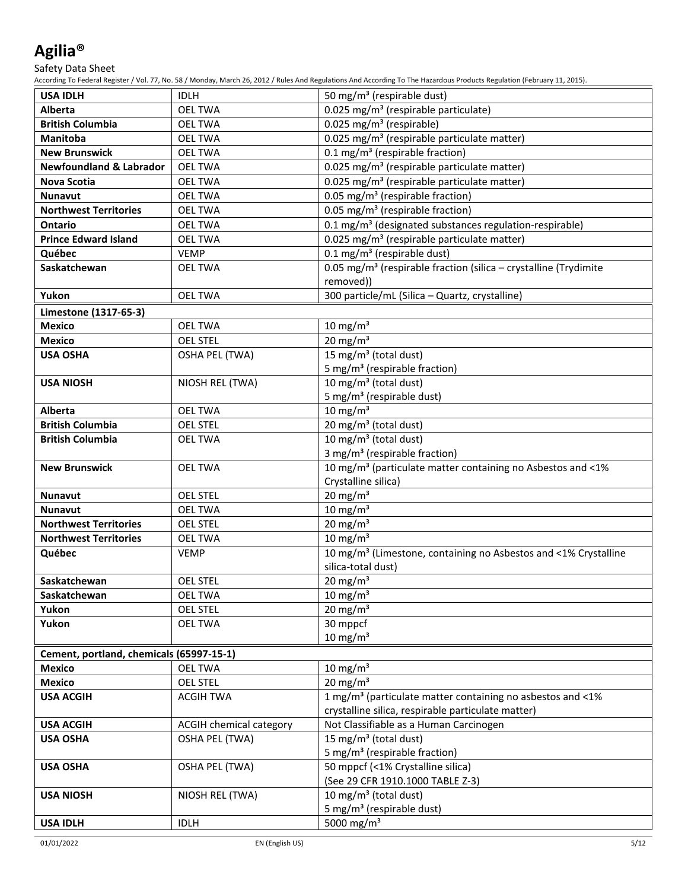| USA IDLH | IDLH | 50 mg/m³ (respirable dust) |
|---|---|---|
| Alberta | OEL TWA | 0.025 mg/m³ (respirable particulate) |
| British Columbia | OEL TWA | 0.025 mg/m³ (respirable) |
| Manitoba | OEL TWA | 0.025 mg/m³ (respirable particulate matter) |
| New Brunswick | OEL TWA | 0.1 mg/m³ (respirable fraction) |
| Newfoundland & Labrador | OEL TWA | 0.025 mg/m³ (respirable particulate matter) |
| Nova Scotia | OEL TWA | 0.025 mg/m³ (respirable particulate matter) |
| Nunavut | OEL TWA | 0.05 mg/m³ (respirable fraction) |
| Northwest Territories | OEL TWA | 0.05 mg/m³ (respirable fraction) |
| Ontario | OEL TWA | 0.1 mg/m³ (designated substances regulation-respirable) |
| Prince Edward Island | OEL TWA | 0.025 mg/m³ (respirable particulate matter) |
| Québec | VEMP | 0.1 mg/m³ (respirable dust) |
| Saskatchewan | OEL TWA | 0.05 mg/m³ (respirable fraction (silica – crystalline (Trydimite removed)) |
| Yukon | OEL TWA | 300 particle/mL (Silica – Quartz, crystalline) |
| **Limestone (1317-65-3)** | | |
| Mexico | OEL TWA | 10 mg/m³ |
| Mexico | OEL STEL | 20 mg/m³ |
| USA OSHA | OSHA PEL (TWA) | 15 mg/m³ (total dust)<br>5 mg/m³ (respirable fraction) |
| USA NIOSH | NIOSH REL (TWA) | 10 mg/m³ (total dust)<br>5 mg/m³ (respirable dust) |
| Alberta | OEL TWA | 10 mg/m³ |
| British Columbia | OEL STEL | 20 mg/m³ (total dust) |
| British Columbia | OEL TWA | 10 mg/m³ (total dust)<br>3 mg/m³ (respirable fraction) |
| New Brunswick | OEL TWA | 10 mg/m³ (particulate matter containing no Asbestos and <1% Crystalline silica) |
| Nunavut | OEL STEL | 20 mg/m³ |
| Nunavut | OEL TWA | 10 mg/m³ |
| Northwest Territories | OEL STEL | 20 mg/m³ |
| Northwest Territories | OEL TWA | 10 mg/m³ |
| Québec | VEMP | 10 mg/m³ (Limestone, containing no Asbestos and <1% Crystalline silica-total dust) |
| Saskatchewan | OEL STEL | 20 mg/m³ |
| Saskatchewan | OEL TWA | 10 mg/m³ |
| Yukon | OEL STEL | 20 mg/m³ |
| Yukon | OEL TWA | 30 mppcf<br>10 mg/m³ |
| **Cement, portland, chemicals (65997-15-1)** | | |
| Mexico | OEL TWA | 10 mg/m³ |
| Mexico | OEL STEL | 20 mg/m³ |
| USA ACGIH | ACGIH TWA | 1 mg/m³ (particulate matter containing no asbestos and <1% crystalline silica, respirable particulate matter) |
| USA ACGIH | ACGIH chemical category | Not Classifiable as a Human Carcinogen |
| USA OSHA | OSHA PEL (TWA) | 15 mg/m³ (total dust)<br>5 mg/m³ (respirable fraction) |
| USA OSHA | OSHA PEL (TWA) | 50 mppcf (<1% Crystalline silica)<br>(See 29 CFR 1910.1000 TABLE Z-3) |
| USA NIOSH | NIOSH REL (TWA) | 10 mg/m³ (total dust)<br>5 mg/m³ (respirable dust) |
| USA IDLH | IDLH | 5000 mg/m³ |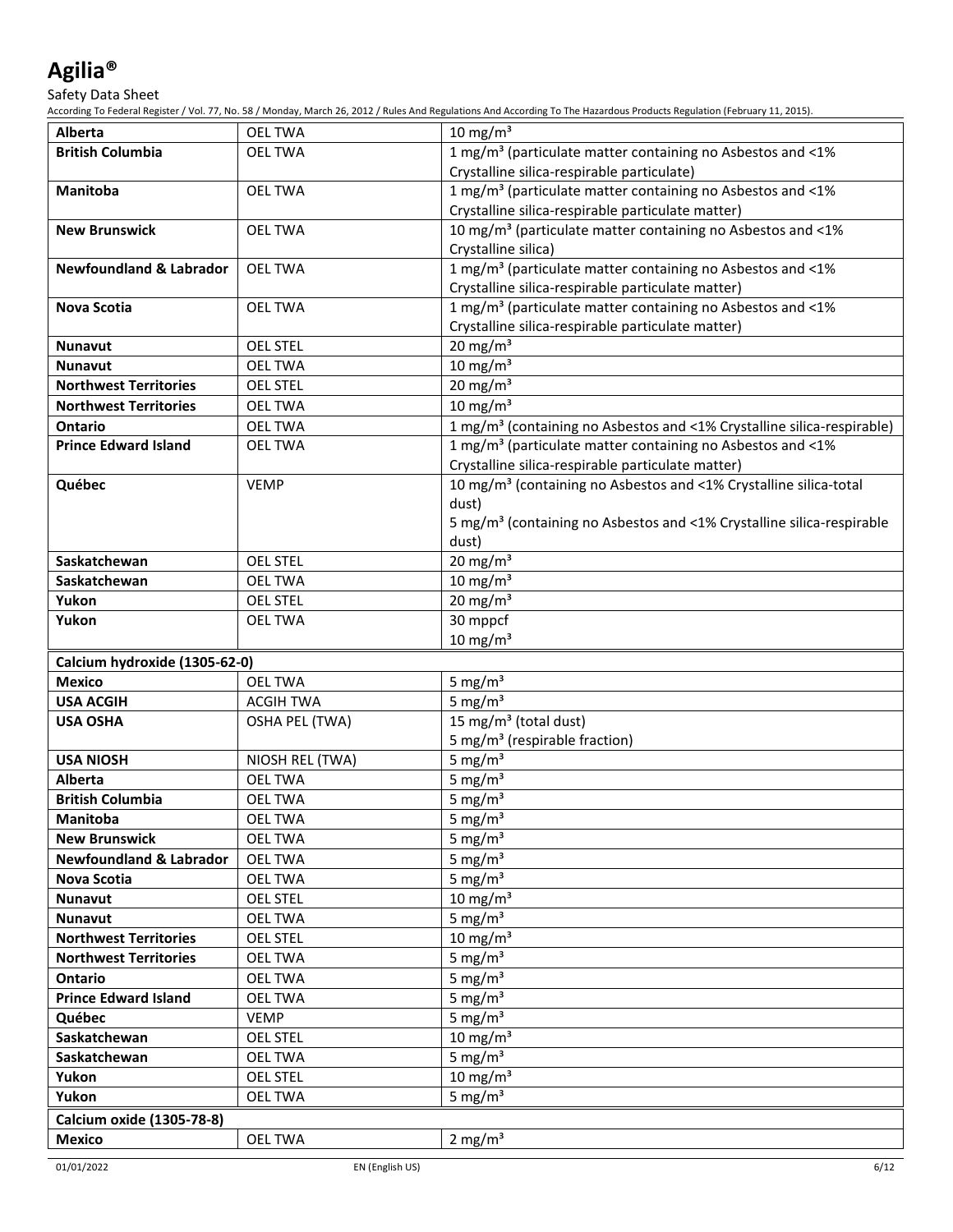| | | |
|---|---|---|
| **Alberta** | OEL TWA | 10 mg/m³ |
| **British Columbia** | OEL TWA | 1 mg/m³ (particulate matter containing no Asbestos and <1% Crystalline silica-respirable particulate) |
| **Manitoba** | OEL TWA | 1 mg/m³ (particulate matter containing no Asbestos and <1% Crystalline silica-respirable particulate matter) |
| **New Brunswick** | OEL TWA | 10 mg/m³ (particulate matter containing no Asbestos and <1% Crystalline silica) |
| **Newfoundland & Labrador** | OEL TWA | 1 mg/m³ (particulate matter containing no Asbestos and <1% Crystalline silica-respirable particulate matter) |
| **Nova Scotia** | OEL TWA | 1 mg/m³ (particulate matter containing no Asbestos and <1% Crystalline silica-respirable particulate matter) |
| **Nunavut** | OEL STEL | 20 mg/m³ |
| **Nunavut** | OEL TWA | 10 mg/m³ |
| **Northwest Territories** | OEL STEL | 20 mg/m³ |
| **Northwest Territories** | OEL TWA | 10 mg/m³ |
| **Ontario** | OEL TWA | 1 mg/m³ (containing no Asbestos and <1% Crystalline silica-respirable) |
| **Prince Edward Island** | OEL TWA | 1 mg/m³ (particulate matter containing no Asbestos and <1% Crystalline silica-respirable particulate matter) |
| **Québec** | VEMP | 10 mg/m³ (containing no Asbestos and <1% Crystalline silica-total dust)<br>5 mg/m³ (containing no Asbestos and <1% Crystalline silica-respirable dust) |
| **Saskatchewan** | OEL STEL | 20 mg/m³ |
| **Saskatchewan** | OEL TWA | 10 mg/m³ |
| **Yukon** | OEL STEL | 20 mg/m³ |
| **Yukon** | OEL TWA | 30 mppcf<br>10 mg/m³ |
| **Calcium hydroxide (1305-62-0)** | | |
| **Mexico** | OEL TWA | 5 mg/m³ |
| **USA ACGIH** | ACGIH TWA | 5 mg/m³ |
| **USA OSHA** | OSHA PEL (TWA) | 15 mg/m³ (total dust)<br>5 mg/m³ (respirable fraction) |
| **USA NIOSH** | NIOSH REL (TWA) | 5 mg/m³ |
| **Alberta** | OEL TWA | 5 mg/m³ |
| **British Columbia** | OEL TWA | 5 mg/m³ |
| **Manitoba** | OEL TWA | 5 mg/m³ |
| **New Brunswick** | OEL TWA | 5 mg/m³ |
| **Newfoundland & Labrador** | OEL TWA | 5 mg/m³ |
| **Nova Scotia** | OEL TWA | 5 mg/m³ |
| **Nunavut** | OEL STEL | 10 mg/m³ |
| **Nunavut** | OEL TWA | 5 mg/m³ |
| **Northwest Territories** | OEL STEL | 10 mg/m³ |
| **Northwest Territories** | OEL TWA | 5 mg/m³ |
| **Ontario** | OEL TWA | 5 mg/m³ |
| **Prince Edward Island** | OEL TWA | 5 mg/m³ |
| **Québec** | VEMP | 5 mg/m³ |
| **Saskatchewan** | OEL STEL | 10 mg/m³ |
| **Saskatchewan** | OEL TWA | 5 mg/m³ |
| **Yukon** | OEL STEL | 10 mg/m³ |
| **Yukon** | OEL TWA | 5 mg/m³ |
| **Calcium oxide (1305-78-8)** | | |
| **Mexico** | OEL TWA | 2 mg/m³ |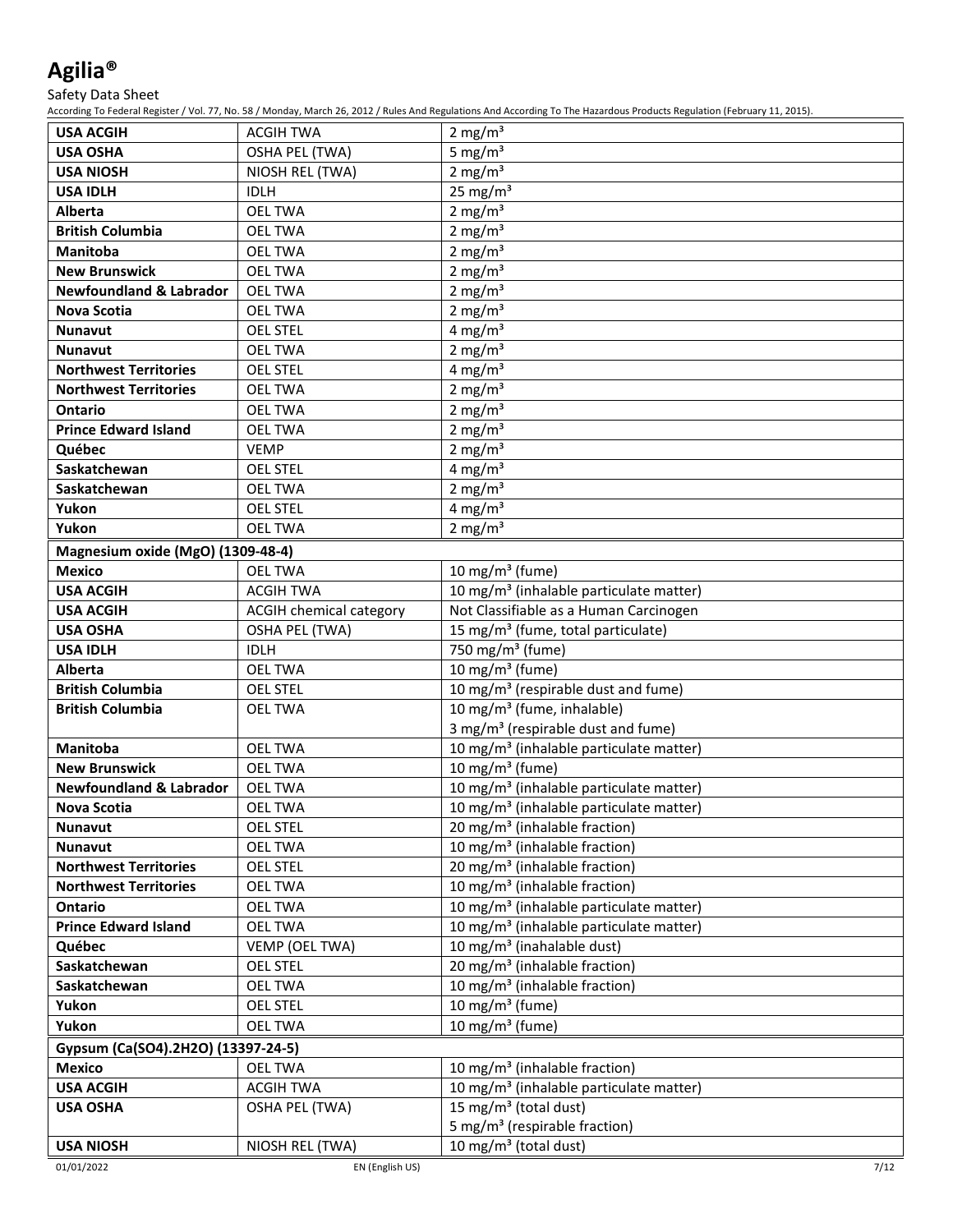| | | |
|---|---|---|
| **USA ACGIH** | ACGIH TWA | 2 mg/m³ |
| **USA OSHA** | OSHA PEL (TWA) | 5 mg/m³ |
| **USA NIOSH** | NIOSH REL (TWA) | 2 mg/m³ |
| **USA IDLH** | IDLH | 25 mg/m³ |
| **Alberta** | OEL TWA | 2 mg/m³ |
| **British Columbia** | OEL TWA | 2 mg/m³ |
| **Manitoba** | OEL TWA | 2 mg/m³ |
| **New Brunswick** | OEL TWA | 2 mg/m³ |
| **Newfoundland & Labrador** | OEL TWA | 2 mg/m³ |
| **Nova Scotia** | OEL TWA | 2 mg/m³ |
| **Nunavut** | OEL STEL | 4 mg/m³ |
| **Nunavut** | OEL TWA | 2 mg/m³ |
| **Northwest Territories** | OEL STEL | 4 mg/m³ |
| **Northwest Territories** | OEL TWA | 2 mg/m³ |
| **Ontario** | OEL TWA | 2 mg/m³ |
| **Prince Edward Island** | OEL TWA | 2 mg/m³ |
| **Québec** | VEMP | 2 mg/m³ |
| **Saskatchewan** | OEL STEL | 4 mg/m³ |
| **Saskatchewan** | OEL TWA | 2 mg/m³ |
| **Yukon** | OEL STEL | 4 mg/m³ |
| **Yukon** | OEL TWA | 2 mg/m³ |
| **Magnesium oxide (MgO) (1309-48-4)** | | |
| **Mexico** | OEL TWA | 10 mg/m³ (fume) |
| **USA ACGIH** | ACGIH TWA | 10 mg/m³ (inhalable particulate matter) |
| **USA ACGIH** | ACGIH chemical category | Not Classifiable as a Human Carcinogen |
| **USA OSHA** | OSHA PEL (TWA) | 15 mg/m³ (fume, total particulate) |
| **USA IDLH** | IDLH | 750 mg/m³ (fume) |
| **Alberta** | OEL TWA | 10 mg/m³ (fume) |
| **British Columbia** | OEL STEL | 10 mg/m³ (respirable dust and fume) |
| **British Columbia** | OEL TWA | 10 mg/m³ (fume, inhalable)<br>3 mg/m³ (respirable dust and fume) |
| **Manitoba** | OEL TWA | 10 mg/m³ (inhalable particulate matter) |
| **New Brunswick** | OEL TWA | 10 mg/m³ (fume) |
| **Newfoundland & Labrador** | OEL TWA | 10 mg/m³ (inhalable particulate matter) |
| **Nova Scotia** | OEL TWA | 10 mg/m³ (inhalable particulate matter) |
| **Nunavut** | OEL STEL | 20 mg/m³ (inhalable fraction) |
| **Nunavut** | OEL TWA | 10 mg/m³ (inhalable fraction) |
| **Northwest Territories** | OEL STEL | 20 mg/m³ (inhalable fraction) |
| **Northwest Territories** | OEL TWA | 10 mg/m³ (inhalable fraction) |
| **Ontario** | OEL TWA | 10 mg/m³ (inhalable particulate matter) |
| **Prince Edward Island** | OEL TWA | 10 mg/m³ (inhalable particulate matter) |
| **Québec** | VEMP (OEL TWA) | 10 mg/m³ (inahalable dust) |
| **Saskatchewan** | OEL STEL | 20 mg/m³ (inhalable fraction) |
| **Saskatchewan** | OEL TWA | 10 mg/m³ (inhalable fraction) |
| **Yukon** | OEL STEL | 10 mg/m³ (fume) |
| **Yukon** | OEL TWA | 10 mg/m³ (fume) |
| **Gypsum (Ca(SO4).2H2O) (13397-24-5)** | | |
| **Mexico** | OEL TWA | 10 mg/m³ (inhalable fraction) |
| **USA ACGIH** | ACGIH TWA | 10 mg/m³ (inhalable particulate matter) |
| **USA OSHA** | OSHA PEL (TWA) | 15 mg/m³ (total dust)<br>5 mg/m³ (respirable fraction) |
| **USA NIOSH** | NIOSH REL (TWA) | 10 mg/m³ (total dust) |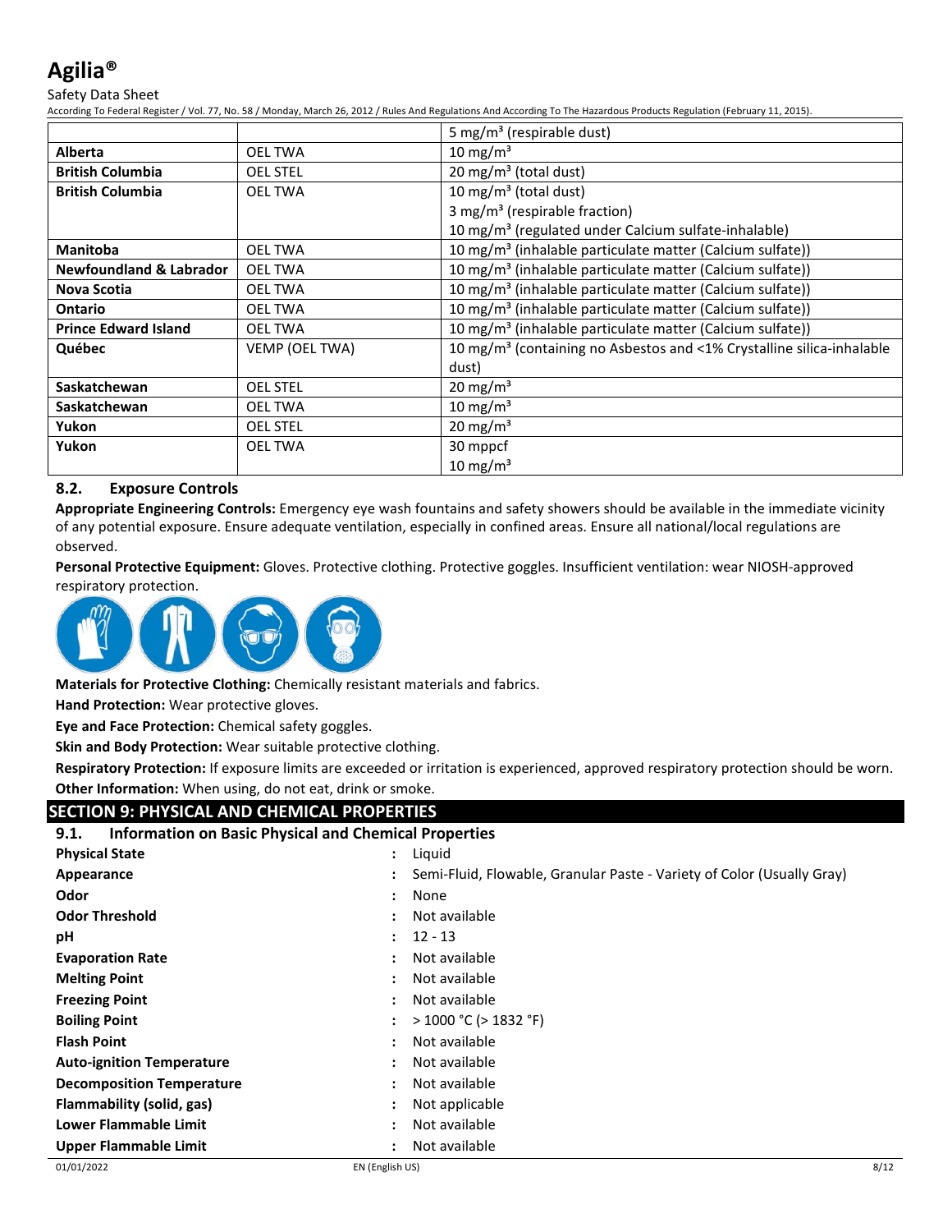| | | 5 mg/m³ (respirable dust) |
|---|---|---|
| **Alberta** | OEL TWA | 10 mg/m³ |
| **British Columbia** | OEL STEL | 20 mg/m³ (total dust) |
| **British Columbia** | OEL TWA | 10 mg/m³ (total dust)<br>3 mg/m³ (respirable fraction)<br>10 mg/m³ (regulated under Calcium sulfate-inhalable) |
| **Manitoba** | OEL TWA | 10 mg/m³ (inhalable particulate matter (Calcium sulfate)) |
| **Newfoundland & Labrador** | OEL TWA | 10 mg/m³ (inhalable particulate matter (Calcium sulfate)) |
| **Nova Scotia** | OEL TWA | 10 mg/m³ (inhalable particulate matter (Calcium sulfate)) |
| **Ontario** | OEL TWA | 10 mg/m³ (inhalable particulate matter (Calcium sulfate)) |
| **Prince Edward Island** | OEL TWA | 10 mg/m³ (inhalable particulate matter (Calcium sulfate)) |
| **Québec** | VEMP (OEL TWA) | 10 mg/m³ (containing no Asbestos and <1% Crystalline silica-inhalable dust) |
| **Saskatchewan** | OEL STEL | 20 mg/m³ |
| **Saskatchewan** | OEL TWA | 10 mg/m³ |
| **Yukon** | OEL STEL | 20 mg/m³ |
| **Yukon** | OEL TWA | 30 mppcf<br>10 mg/m³ |

### 8.2. Exposure Controls

**Appropriate Engineering Controls:** Emergency eye wash fountains and safety showers should be available in the immediate vicinity of any potential exposure. Ensure adequate ventilation, especially in confined areas. Ensure all national/local regulations are observed.

**Personal Protective Equipment:** Gloves. Protective clothing. Protective goggles. Insufficient ventilation: wear NIOSH-approved respiratory protection.

**Materials for Protective Clothing:** Chemically resistant materials and fabrics.

**Hand Protection:** Wear protective gloves.

**Eye and Face Protection:** Chemical safety goggles.

**Skin and Body Protection:** Wear suitable protective clothing.

**Respiratory Protection:** If exposure limits are exceeded or irritation is experienced, approved respiratory protection should be worn.

**Other Information:** When using, do not eat, drink or smoke.

## SECTION 9: PHYSICAL AND CHEMICAL PROPERTIES

### 9.1. Information on Basic Physical and Chemical Properties

| | |
|---|---|
| **Physical State** | : Liquid |
| **Appearance** | : Semi-Fluid, Flowable, Granular Paste - Variety of Color (Usually Gray) |
| **Odor** | : None |
| **Odor Threshold** | : Not available |
| **pH** | : 12 - 13 |
| **Evaporation Rate** | : Not available |
| **Melting Point** | : Not available |
| **Freezing Point** | : Not available |
| **Boiling Point** | : > 1000 °C (> 1832 °F) |
| **Flash Point** | : Not available |
| **Auto-ignition Temperature** | : Not available |
| **Decomposition Temperature** | : Not available |
| **Flammability (solid, gas)** | : Not applicable |
| **Lower Flammable Limit** | : Not available |
| **Upper Flammable Limit** | : Not available |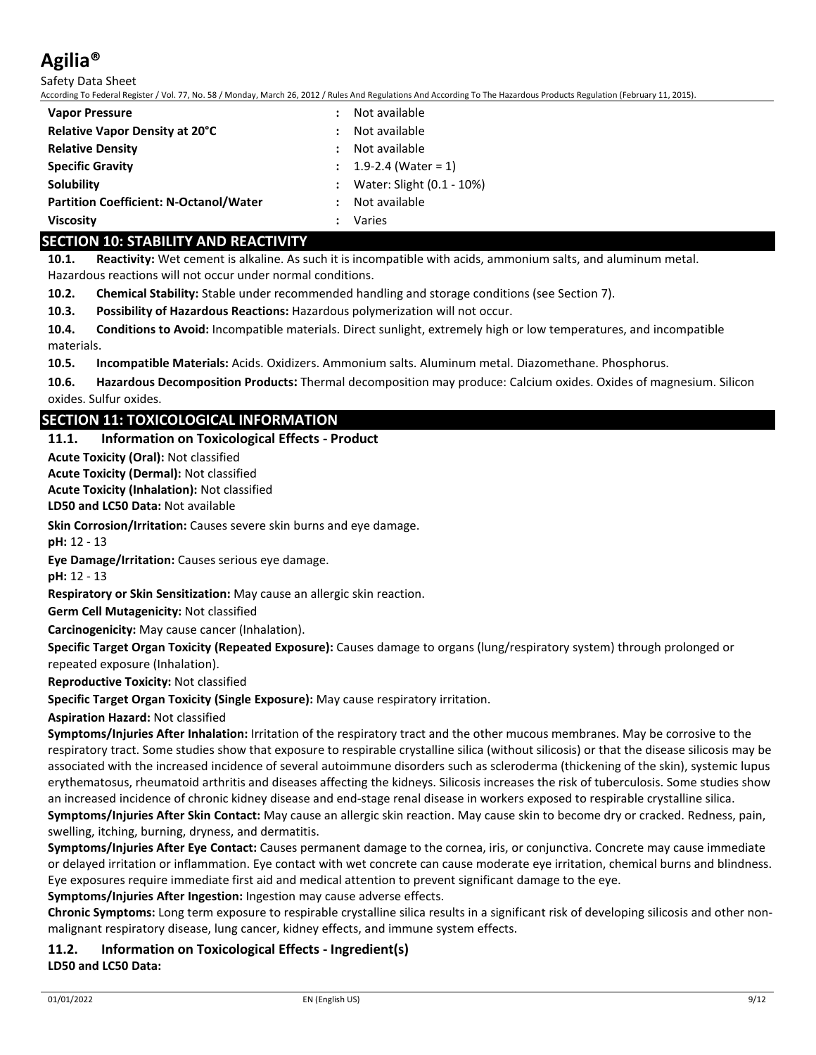| | |
|---|---|
| **Vapor Pressure** | : Not available |
| **Relative Vapor Density at 20°C** | : Not available |
| **Relative Density** | : Not available |
| **Specific Gravity** | : 1.9-2.4 (Water = 1) |
| **Solubility** | : Water: Slight (0.1 - 10%) |
| **Partition Coefficient: N-Octanol/Water** | : Not available |
| **Viscosity** | : Varies |

## SECTION 10: STABILITY AND REACTIVITY

**10.1. Reactivity:** Wet cement is alkaline. As such it is incompatible with acids, ammonium salts, and aluminum metal. Hazardous reactions will not occur under normal conditions.

**10.2. Chemical Stability:** Stable under recommended handling and storage conditions (see Section 7).

**10.3. Possibility of Hazardous Reactions:** Hazardous polymerization will not occur.

**10.4. Conditions to Avoid:** Incompatible materials. Direct sunlight, extremely high or low temperatures, and incompatible materials.

**10.5. Incompatible Materials:** Acids. Oxidizers. Ammonium salts. Aluminum metal. Diazomethane. Phosphorus.

**10.6. Hazardous Decomposition Products:** Thermal decomposition may produce: Calcium oxides. Oxides of magnesium. Silicon oxides. Sulfur oxides.

## SECTION 11: TOXICOLOGICAL INFORMATION

### 11.1. Information on Toxicological Effects - Product

**Acute Toxicity (Oral):** Not classified

**Acute Toxicity (Dermal):** Not classified

**Acute Toxicity (Inhalation):** Not classified

**LD50 and LC50 Data:** Not available

**Skin Corrosion/Irritation:** Causes severe skin burns and eye damage.

**pH:** 12 - 13

**Eye Damage/Irritation:** Causes serious eye damage.

**pH:** 12 - 13

**Respiratory or Skin Sensitization:** May cause an allergic skin reaction.

**Germ Cell Mutagenicity:** Not classified

**Carcinogenicity:** May cause cancer (Inhalation).

**Specific Target Organ Toxicity (Repeated Exposure):** Causes damage to organs (lung/respiratory system) through prolonged or repeated exposure (Inhalation).

**Reproductive Toxicity:** Not classified

**Specific Target Organ Toxicity (Single Exposure):** May cause respiratory irritation.

**Aspiration Hazard:** Not classified

**Symptoms/Injuries After Inhalation:** Irritation of the respiratory tract and the other mucous membranes. May be corrosive to the respiratory tract. Some studies show that exposure to respirable crystalline silica (without silicosis) or that the disease silicosis may be associated with the increased incidence of several autoimmune disorders such as scleroderma (thickening of the skin), systemic lupus erythematosus, rheumatoid arthritis and diseases affecting the kidneys. Silicosis increases the risk of tuberculosis. Some studies show an increased incidence of chronic kidney disease and end-stage renal disease in workers exposed to respirable crystalline silica.

**Symptoms/Injuries After Skin Contact:** May cause an allergic skin reaction. May cause skin to become dry or cracked. Redness, pain, swelling, itching, burning, dryness, and dermatitis.

**Symptoms/Injuries After Eye Contact:** Causes permanent damage to the cornea, iris, or conjunctiva. Concrete may cause immediate or delayed irritation or inflammation. Eye contact with wet concrete can cause moderate eye irritation, chemical burns and blindness. Eye exposures require immediate first aid and medical attention to prevent significant damage to the eye.

**Symptoms/Injuries After Ingestion:** Ingestion may cause adverse effects.

**Chronic Symptoms:** Long term exposure to respirable crystalline silica results in a significant risk of developing silicosis and other non-malignant respiratory disease, lung cancer, kidney effects, and immune system effects.

### 11.2. Information on Toxicological Effects - Ingredient(s)

**LD50 and LC50 Data:**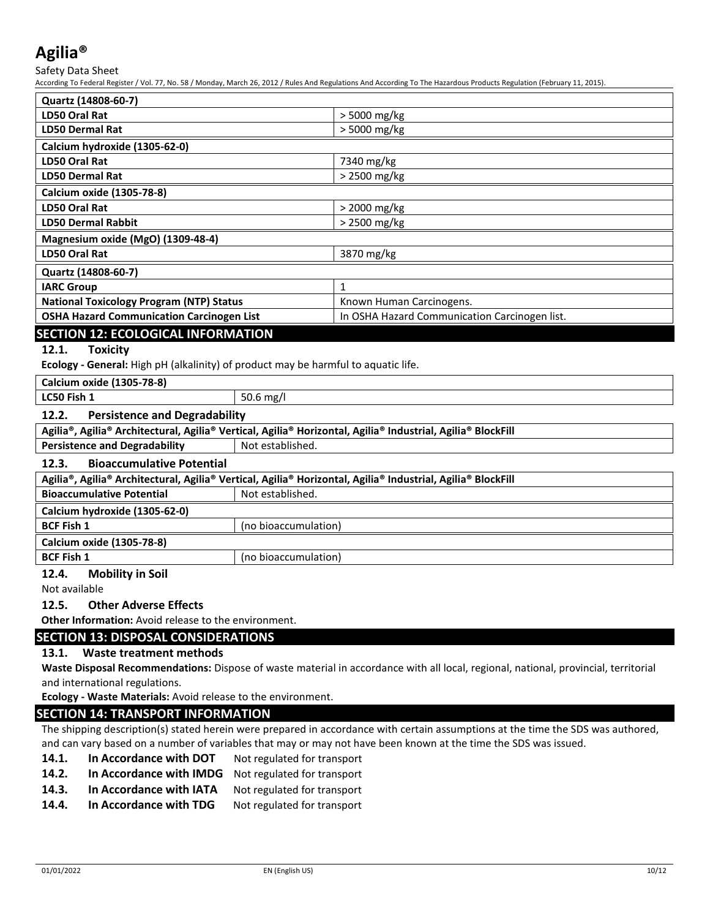| Quartz (14808-60-7) | |
|---|---|
| **LD50 Oral Rat** | > 5000 mg/kg |
| **LD50 Dermal Rat** | > 5000 mg/kg |
| **Calcium hydroxide (1305-62-0)** | |
| **LD50 Oral Rat** | 7340 mg/kg |
| **LD50 Dermal Rat** | > 2500 mg/kg |
| **Calcium oxide (1305-78-8)** | |
| **LD50 Oral Rat** | > 2000 mg/kg |
| **LD50 Dermal Rabbit** | > 2500 mg/kg |
| **Magnesium oxide (MgO) (1309-48-4)** | |
| **LD50 Oral Rat** | 3870 mg/kg |

| Quartz (14808-60-7) | |
|---|---|
| **IARC Group** | 1 |
| **National Toxicology Program (NTP) Status** | Known Human Carcinogens. |
| **OSHA Hazard Communication Carcinogen List** | In OSHA Hazard Communication Carcinogen list. |

## SECTION 12: ECOLOGICAL INFORMATION

### 12.1. Toxicity

**Ecology - General:** High pH (alkalinity) of product may be harmful to aquatic life.

| Calcium oxide (1305-78-8) | |
|---|---|
| **LC50 Fish 1** | 50.6 mg/l |

### 12.2. Persistence and Degradability

| Agilia®, Agilia® Architectural, Agilia® Vertical, Agilia® Horizontal, Agilia® Industrial, Agilia® BlockFill | |
|---|---|
| **Persistence and Degradability** | Not established. |

### 12.3. Bioaccumulative Potential

| Agilia®, Agilia® Architectural, Agilia® Vertical, Agilia® Horizontal, Agilia® Industrial, Agilia® BlockFill | |
|---|---|
| **Bioaccumulative Potential** | Not established. |
| **Calcium hydroxide (1305-62-0)** | |
| **BCF Fish 1** | (no bioaccumulation) |
| **Calcium oxide (1305-78-8)** | |
| **BCF Fish 1** | (no bioaccumulation) |

### 12.4. Mobility in Soil

Not available

### 12.5. Other Adverse Effects

**Other Information:** Avoid release to the environment.

## SECTION 13: DISPOSAL CONSIDERATIONS

### 13.1. Waste treatment methods

**Waste Disposal Recommendations:** Dispose of waste material in accordance with all local, regional, national, provincial, territorial and international regulations.

**Ecology - Waste Materials:** Avoid release to the environment.

## SECTION 14: TRANSPORT INFORMATION

The shipping description(s) stated herein were prepared in accordance with certain assumptions at the time the SDS was authored, and can vary based on a number of variables that may or may not have been known at the time the SDS was issued.

**14.1. In Accordance with DOT** Not regulated for transport

**14.2. In Accordance with IMDG** Not regulated for transport

**14.3. In Accordance with IATA** Not regulated for transport

**14.4. In Accordance with TDG** Not regulated for transport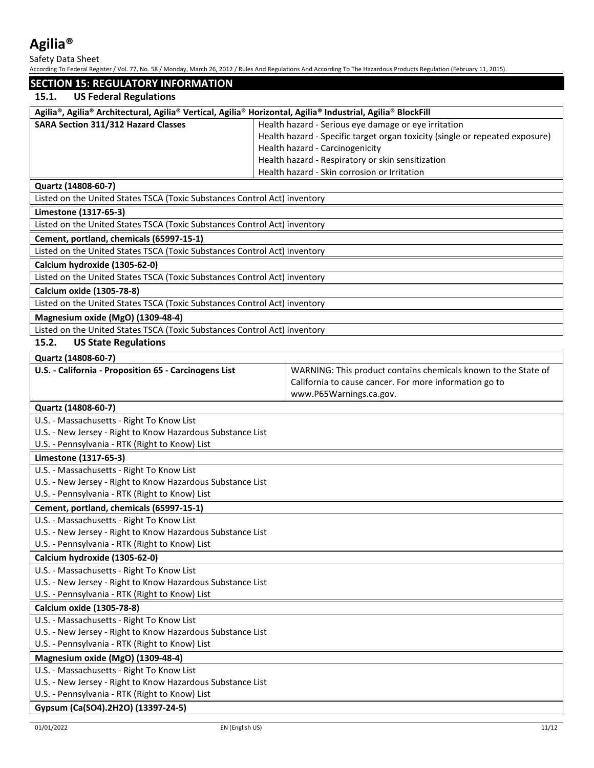## SECTION 15: REGULATORY INFORMATION

### 15.1. US Federal Regulations

| Agilia®, Agilia® Architectural, Agilia® Vertical, Agilia® Horizontal, Agilia® Industrial, Agilia® BlockFill | |
|---|---|
| **SARA Section 311/312 Hazard Classes** | Health hazard - Serious eye damage or eye irritation<br>Health hazard - Specific target organ toxicity (single or repeated exposure)<br>Health hazard - Carcinogenicity<br>Health hazard - Respiratory or skin sensitization<br>Health hazard - Skin corrosion or Irritation |

| Quartz (14808-60-7) |
|---|
| Listed on the United States TSCA (Toxic Substances Control Act) inventory |

| Limestone (1317-65-3) |
|---|
| Listed on the United States TSCA (Toxic Substances Control Act) inventory |

| Cement, portland, chemicals (65997-15-1) |
|---|
| Listed on the United States TSCA (Toxic Substances Control Act) inventory |

| Calcium hydroxide (1305-62-0) |
|---|
| Listed on the United States TSCA (Toxic Substances Control Act) inventory |

| Calcium oxide (1305-78-8) |
|---|
| Listed on the United States TSCA (Toxic Substances Control Act) inventory |

| Magnesium oxide (MgO) (1309-48-4) |
|---|
| Listed on the United States TSCA (Toxic Substances Control Act) inventory |

### 15.2. US State Regulations

| Quartz (14808-60-7) | |
|---|---|
| **U.S. - California - Proposition 65 - Carcinogens List** | WARNING: This product contains chemicals known to the State of California to cause cancer. For more information go to www.P65Warnings.ca.gov. |

| Quartz (14808-60-7) |
|---|
| U.S. - Massachusetts - Right To Know List<br>U.S. - New Jersey - Right to Know Hazardous Substance List<br>U.S. - Pennsylvania - RTK (Right to Know) List |

| Limestone (1317-65-3) |
|---|
| U.S. - Massachusetts - Right To Know List<br>U.S. - New Jersey - Right to Know Hazardous Substance List<br>U.S. - Pennsylvania - RTK (Right to Know) List |

| Cement, portland, chemicals (65997-15-1) |
|---|
| U.S. - Massachusetts - Right To Know List<br>U.S. - New Jersey - Right to Know Hazardous Substance List<br>U.S. - Pennsylvania - RTK (Right to Know) List |

| Calcium hydroxide (1305-62-0) |
|---|
| U.S. - Massachusetts - Right To Know List<br>U.S. - New Jersey - Right to Know Hazardous Substance List<br>U.S. - Pennsylvania - RTK (Right to Know) List |

| Calcium oxide (1305-78-8) |
|---|
| U.S. - Massachusetts - Right To Know List<br>U.S. - New Jersey - Right to Know Hazardous Substance List<br>U.S. - Pennsylvania - RTK (Right to Know) List |

| Magnesium oxide (MgO) (1309-48-4) |
|---|
| U.S. - Massachusetts - Right To Know List<br>U.S. - New Jersey - Right to Know Hazardous Substance List<br>U.S. - Pennsylvania - RTK (Right to Know) List |

| Gypsum (Ca(SO4).2H2O) (13397-24-5) |
|---|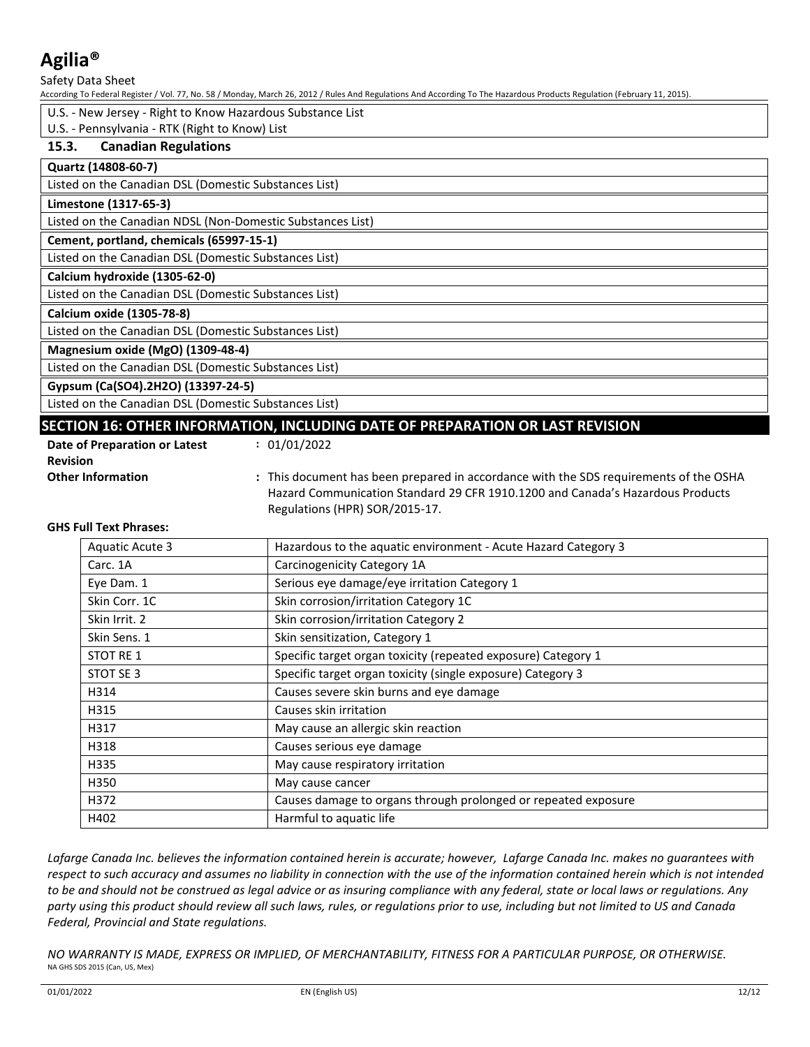U.S. - New Jersey - Right to Know Hazardous Substance List

U.S. - Pennsylvania - RTK (Right to Know) List

### 15.3. Canadian Regulations

| |
|---|
| **Quartz (14808-60-7)** |
| Listed on the Canadian DSL (Domestic Substances List) |
| **Limestone (1317-65-3)** |
| Listed on the Canadian NDSL (Non-Domestic Substances List) |
| **Cement, portland, chemicals (65997-15-1)** |
| Listed on the Canadian DSL (Domestic Substances List) |
| **Calcium hydroxide (1305-62-0)** |
| Listed on the Canadian DSL (Domestic Substances List) |
| **Calcium oxide (1305-78-8)** |
| Listed on the Canadian DSL (Domestic Substances List) |
| **Magnesium oxide (MgO) (1309-48-4)** |
| Listed on the Canadian DSL (Domestic Substances List) |
| **Gypsum (Ca(SO4).2H2O) (13397-24-5)** |
| Listed on the Canadian DSL (Domestic Substances List) |

## SECTION 16: OTHER INFORMATION, INCLUDING DATE OF PREPARATION OR LAST REVISION

**Date of Preparation or Latest Revision** : 01/01/2022

**Other Information** : This document has been prepared in accordance with the SDS requirements of the OSHA Hazard Communication Standard 29 CFR 1910.1200 and Canada's Hazardous Products Regulations (HPR) SOR/2015-17.

**GHS Full Text Phrases:**

| | |
|---|---|
| Aquatic Acute 3 | Hazardous to the aquatic environment - Acute Hazard Category 3 |
| Carc. 1A | Carcinogenicity Category 1A |
| Eye Dam. 1 | Serious eye damage/eye irritation Category 1 |
| Skin Corr. 1C | Skin corrosion/irritation Category 1C |
| Skin Irrit. 2 | Skin corrosion/irritation Category 2 |
| Skin Sens. 1 | Skin sensitization, Category 1 |
| STOT RE 1 | Specific target organ toxicity (repeated exposure) Category 1 |
| STOT SE 3 | Specific target organ toxicity (single exposure) Category 3 |
| H314 | Causes severe skin burns and eye damage |
| H315 | Causes skin irritation |
| H317 | May cause an allergic skin reaction |
| H318 | Causes serious eye damage |
| H335 | May cause respiratory irritation |
| H350 | May cause cancer |
| H372 | Causes damage to organs through prolonged or repeated exposure |
| H402 | Harmful to aquatic life |

*Lafarge Canada Inc. believes the information contained herein is accurate; however, Lafarge Canada Inc. makes no guarantees with respect to such accuracy and assumes no liability in connection with the use of the information contained herein which is not intended to be and should not be construed as legal advice or as insuring compliance with any federal, state or local laws or regulations. Any party using this product should review all such laws, rules, or regulations prior to use, including but not limited to US and Canada Federal, Provincial and State regulations.*

*NO WARRANTY IS MADE, EXPRESS OR IMPLIED, OF MERCHANTABILITY, FITNESS FOR A PARTICULAR PURPOSE, OR OTHERWISE.*